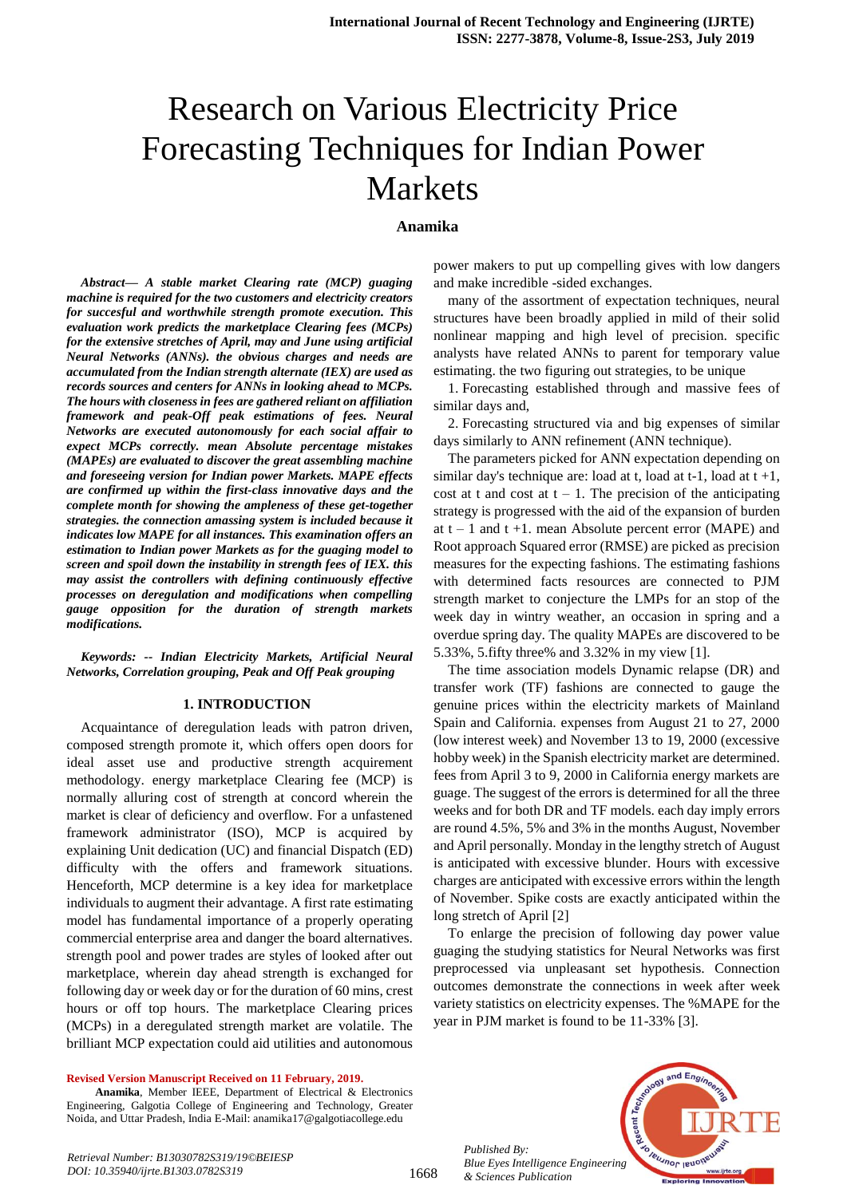# Research on Various Electricity Price Forecasting Techniques for Indian Power Markets

**Anamika**

***Abstract— A stable market Clearing rate (MCP) guaging machine is required for the two customers and electricity creators for succesful and worthwhile strength promote execution. This evaluation work predicts the marketplace Clearing fees (MCPs) for the extensive stretches of April, may and June using artificial Neural Networks (ANNs). the obvious charges and needs are accumulated from the Indian strength alternate (IEX) are used as records sources and centers for ANNs in looking ahead to MCPs. The hours with closeness in fees are gathered reliant on affiliation framework and peak-Off peak estimations of fees. Neural Networks are executed autonomously for each social affair to expect MCPs correctly. mean Absolute percentage mistakes (MAPEs) are evaluated to discover the great assembling machine and foreseeing version for Indian power Markets. MAPE effects are confirmed up within the first-class innovative days and the complete month for showing the ampleness of these get-together strategies. the connection amassing system is included because it indicates low MAPE for all instances. This examination offers an estimation to Indian power Markets as for the guaging model to screen and spoil down the instability in strength fees of IEX. this may assist the controllers with defining continuously effective processes on deregulation and modifications when compelling gauge opposition for the duration of strength markets modifications.***

***Keywords: -- Indian Electricity Markets, Artificial Neural Networks, Correlation grouping, Peak and Off Peak grouping***

## 1. INTRODUCTION

Acquaintance of deregulation leads with patron driven, composed strength promote it, which offers open doors for ideal asset use and productive strength acquirement methodology. energy marketplace Clearing fee (MCP) is normally alluring cost of strength at concord wherein the market is clear of deficiency and overflow. For a unfastened framework administrator (ISO), MCP is acquired by explaining Unit dedication (UC) and financial Dispatch (ED) difficulty with the offers and framework situations. Henceforth, MCP determine is a key idea for marketplace individuals to augment their advantage. A first rate estimating model has fundamental importance of a properly operating commercial enterprise area and danger the board alternatives. strength pool and power trades are styles of looked after out marketplace, wherein day ahead strength is exchanged for following day or week day or for the duration of 60 mins, crest hours or off top hours. The marketplace Clearing prices (MCPs) in a deregulated strength market are volatile. The brilliant MCP expectation could aid utilities and autonomous power makers to put up compelling gives with low dangers and make incredible -sided exchanges.

many of the assortment of expectation techniques, neural structures have been broadly applied in mild of their solid nonlinear mapping and high level of precision. specific analysts have related ANNs to parent for temporary value estimating. the two figuring out strategies, to be unique

1. Forecasting established through and massive fees of similar days and,

2. Forecasting structured via and big expenses of similar days similarly to ANN refinement (ANN technique).

The parameters picked for ANN expectation depending on similar day's technique are: load at t, load at t-1, load at t +1, cost at t and cost at t – 1. The precision of the anticipating strategy is progressed with the aid of the expansion of burden at t – 1 and t +1. mean Absolute percent error (MAPE) and Root approach Squared error (RMSE) are picked as precision measures for the expecting fashions. The estimating fashions with determined facts resources are connected to PJM strength market to conjecture the LMPs for an stop of the week day in wintry weather, an occasion in spring and a overdue spring day. The quality MAPEs are discovered to be 5.33%, 5.fifty three% and 3.32% in my view [1].

The time association models Dynamic relapse (DR) and transfer work (TF) fashions are connected to gauge the genuine prices within the electricity markets of Mainland Spain and California. expenses from August 21 to 27, 2000 (low interest week) and November 13 to 19, 2000 (excessive hobby week) in the Spanish electricity market are determined. fees from April 3 to 9, 2000 in California energy markets are guage. The suggest of the errors is determined for all the three weeks and for both DR and TF models. each day imply errors are round 4.5%, 5% and 3% in the months August, November and April personally. Monday in the lengthy stretch of August is anticipated with excessive blunder. Hours with excessive charges are anticipated with excessive errors within the length of November. Spike costs are exactly anticipated within the long stretch of April [2]

To enlarge the precision of following day power value guaging the studying statistics for Neural Networks was first preprocessed via unpleasant set hypothesis. Connection outcomes demonstrate the connections in week after week variety statistics on electricity expenses. The %MAPE for the year in PJM market is found to be 11-33% [3].

**Revised Version Manuscript Received on 11 February, 2019.**

**Anamika**, Member IEEE, Department of Electrical & Electronics Engineering, Galgotia College of Engineering and Technology, Greater Noida, and Uttar Pradesh, India E-Mail: anamika17@galgotiacollege.edu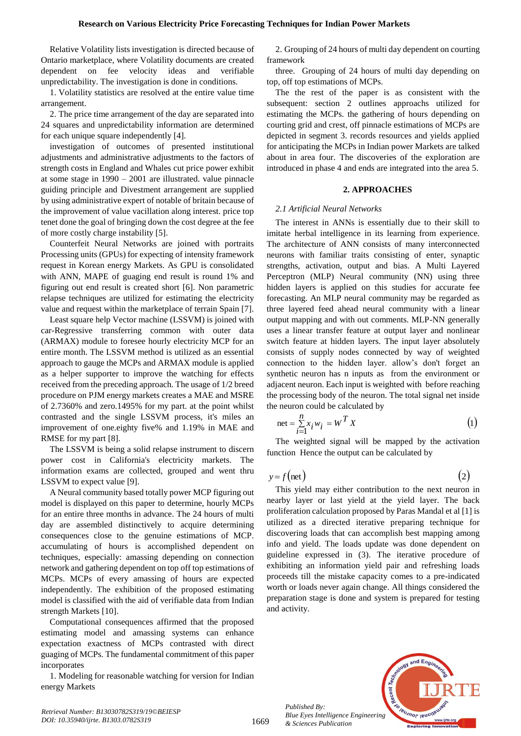Relative Volatility lists investigation is directed because of Ontario marketplace, where Volatility documents are created dependent on fee velocity ideas and verifiable unpredictability. The investigation is done in conditions.

1. Volatility statistics are resolved at the entire value time arrangement.

2. The price time arrangement of the day are separated into 24 squares and unpredictability information are determined for each unique square independently [4].

investigation of outcomes of presented institutional adjustments and administrative adjustments to the factors of strength costs in England and Whales cut price power exhibit at some stage in 1990 – 2001 are illustrated. value pinnacle guiding principle and Divestment arrangement are supplied by using administrative expert of notable of britain because of the improvement of value vacillation along interest. price top tenet done the goal of bringing down the cost degree at the fee of more costly charge instability [5].

Counterfeit Neural Networks are joined with portraits Processing units (GPUs) for expecting of intensity framework request in Korean energy Markets. As GPU is consolidated with ANN, MAPE of guaging end result is round 1% and figuring out end result is created short [6]. Non parametric relapse techniques are utilized for estimating the electricity value and request within the marketplace of terrain Spain [7].

Least square help Vector machine (LSSVM) is joined with car-Regressive transferring common with outer data (ARMAX) module to foresee hourly electricity MCP for an entire month. The LSSVM method is utilized as an essential approach to gauge the MCPs and ARMAX module is applied as a helper supporter to improve the watching for effects received from the preceding approach. The usage of 1/2 breed procedure on PJM energy markets creates a MAE and MSRE of 2.7360% and zero.1495% for my part. at the point whilst contrasted and the single LSSVM process, it's miles an improvement of one.eighty five% and 1.19% in MAE and RMSE for my part [8].

The LSSVM is being a solid relapse instrument to discern power cost in California's electricity markets. The information exams are collected, grouped and went thru LSSVM to expect value [9].

A Neural community based totally power MCP figuring out model is displayed on this paper to determine, hourly MCPs for an entire three months in advance. The 24 hours of multi day are assembled distinctively to acquire determining consequences close to the genuine estimations of MCP. accumulating of hours is accomplished dependent on techniques, especially: amassing depending on connection network and gathering dependent on top off top estimations of MCPs. MCPs of every amassing of hours are expected independently. The exhibition of the proposed estimating model is classified with the aid of verifiable data from Indian strength Markets [10].

Computational consequences affirmed that the proposed estimating model and amassing systems can enhance expectation exactness of MCPs contrasted with direct guaging of MCPs. The fundamental commitment of this paper incorporates

1. Modeling for reasonable watching for version for Indian energy Markets

2. Grouping of 24 hours of multi day dependent on courting framework

three. Grouping of 24 hours of multi day depending on top, off top estimations of MCPs.

The the rest of the paper is as consistent with the subsequent: section 2 outlines approachs utilized for estimating the MCPs. the gathering of hours depending on courting grid and crest, off pinnacle estimations of MCPs are depicted in segment 3. records resources and yields applied for anticipating the MCPs in Indian power Markets are talked about in area four. The discoveries of the exploration are introduced in phase 4 and ends are integrated into the area 5.

## 2. APPROACHES

### *2.1 Artificial Neural Networks*

The interest in ANNs is essentially due to their skill to imitate herbal intelligence in its learning from experience. The architecture of ANN consists of many interconnected neurons with familiar traits consisting of enter, synaptic strengths, activation, output and bias. A Multi Layered Perceptron (MLP) Neural community (NN) using three hidden layers is applied on this studies for accurate fee forecasting. An MLP neural community may be regarded as three layered feed ahead neural community with a linear output mapping and with out comments. MLP-NN generally uses a linear transfer feature at output layer and nonlinear switch feature at hidden layers. The input layer absolutely consists of supply nodes connected by way of weighted connection to the hidden layer. allow's don't forget an synthetic neuron has n inputs as from the environment or adjacent neuron. Each input is weighted with before reaching the processing body of the neuron. The total signal net inside the neuron could be calculated by

$$\text{net} = \sum_{i=1}^{n} x_i w_i = W^T X \tag{1}$$

The weighted signal will be mapped by the activation function Hence the output can be calculated by

$$y = f(\text{net}) \tag{2}$$

This yield may either contribution to the next neuron in nearby layer or last yield at the yield layer. The back proliferation calculation proposed by Paras Mandal et al [1] is utilized as a directed iterative preparing technique for discovering loads that can accomplish best mapping among info and yield. The loads update was done dependent on guideline expressed in (3). The iterative procedure of exhibiting an information yield pair and refreshing loads proceeds till the mistake capacity comes to a pre-indicated worth or loads never again change. All things considered the preparation stage is done and system is prepared for testing and activity.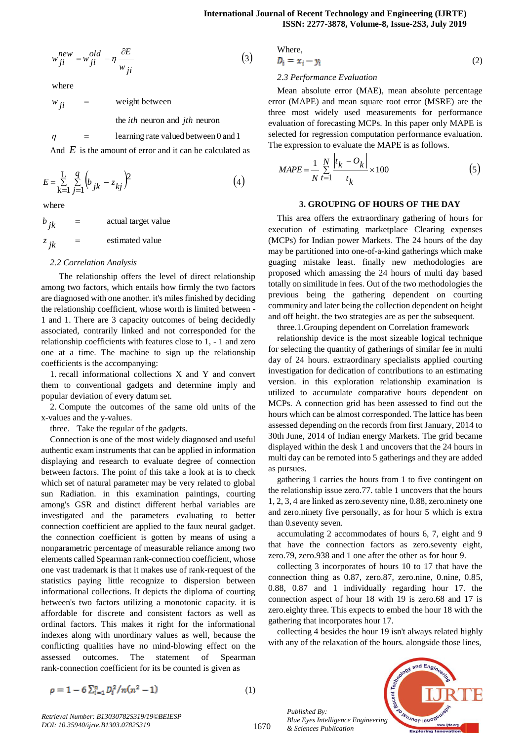$$w_{ji}^{new} = w_{ji}^{old} - \eta \frac{\partial E}{w_{ji}} \quad (3)$$

where

$w_{ji}$ = weight between the *ith* neuron and *jth* neuron

$\eta$ = learning rate valued between 0 and 1

And $E$ is the amount of error and it can be calculated as

$$E = \sum_{k=1}^{L} \sum_{j=1}^{q} \left(b_{jk} - z_{kj}\right)^2 \quad (4)$$

where

$b_{jk}$ = actual target value

$z_{jk}$ = estimated value

### *2.2 Correlation Analysis*

The relationship offers the level of direct relationship among two factors, which entails how firmly the two factors are diagnosed with one another. it's miles finished by deciding the relationship coefficient, whose worth is limited between -1 and 1. There are 3 capacity outcomes of being decidedly associated, contrarily linked and not corresponded for the relationship coefficients with features close to 1, - 1 and zero one at a time. The machine to sign up the relationship coefficients is the accompanying:

1. recall informational collections X and Y and convert them to conventional gadgets and determine imply and popular deviation of every datum set.

2. Compute the outcomes of the same old units of the x-values and the y-values.

three. Take the regular of the gadgets.

Connection is one of the most widely diagnosed and useful authentic exam instruments that can be applied in information displaying and research to evaluate degree of connection between factors. The point of this take a look at is to check which set of natural parameter may be very related to global sun Radiation. in this examination paintings, courting among's GSR and distinct different herbal variables are investigated and the parameters evaluating to better connection coefficient are applied to the faux neural gadget. the connection coefficient is gotten by means of using a nonparametric percentage of measurable reliance among two elements called Spearman rank-connection coefficient, whose one vast trademark is that it makes use of rank-request of the statistics paying little recognize to dispersion between informational collections. It depicts the diploma of courting between's two factors utilizing a monotonic capacity. it is affordable for discrete and consistent factors as well as ordinal factors. This makes it right for the informational indexes along with unordinary values as well, because the conflicting qualities have no mind-blowing effect on the assessed outcomes. The statement of Spearman rank-connection coefficient for its be counted is given as

$$\rho = 1 - 6\sum_{i=1}^{n} D_i^2 / n(n^2 - 1) \quad (1)$$

Where,

$$D_i = x_i - y_i \quad (2)$$

### *2.3 Performance Evaluation*

Mean absolute error (MAE), mean absolute percentage error (MAPE) and mean square root error (MSRE) are the three most widely used measurements for performance evaluation of forecasting MCPs. In this paper only MAPE is selected for regression computation performance evaluation. The expression to evaluate the MAPE is as follows.

$$MAPE = \frac{1}{N} \sum_{t=1}^{N} \frac{\left| t_k - O_k \right|}{t_k} \times 100 \quad (5)$$

## 3. GROUPING OF HOURS OF THE DAY

This area offers the extraordinary gathering of hours for execution of estimating marketplace Clearing expenses (MCPs) for Indian power Markets. The 24 hours of the day may be partitioned into one-of-a-kind gatherings which make guaging mistake least. finally new methodologies are proposed which amassing the 24 hours of multi day based totally on similitude in fees. Out of the two methodologies the previous being the gathering dependent on courting community and later being the collection dependent on height and off height. the two strategies are as per the subsequent.

three.1.Grouping dependent on Correlation framework

relationship device is the most sizeable logical technique for selecting the quantity of gatherings of similar fee in multi day of 24 hours. extraordinary specialists applied courting investigation for dedication of contributions to an estimating version. in this exploration relationship examination is utilized to accumulate comparative hours dependent on MCPs. A connection grid has been assessed to find out the hours which can be almost corresponded. The lattice has been assessed depending on the records from first January, 2014 to 30th June, 2014 of Indian energy Markets. The grid became displayed within the desk 1 and uncovers that the 24 hours in multi day can be remoted into 5 gatherings and they are added as pursues.

gathering 1 carries the hours from 1 to five contingent on the relationship issue zero.77. table 1 uncovers that the hours 1, 2, 3, 4 are linked as zero.seventy nine, 0.88, zero.ninety one and zero.ninety five personally, as for hour 5 which is extra than 0.seventy seven.

accumulating 2 accommodates of hours 6, 7, eight and 9 that have the connection factors as zero.seventy eight, zero.79, zero.938 and 1 one after the other as for hour 9.

collecting 3 incorporates of hours 10 to 17 that have the connection thing as 0.87, zero.87, zero.nine, 0.nine, 0.85, 0.88, 0.87 and 1 individually regarding hour 17. the connection aspect of hour 18 with 19 is zero.68 and 17 is zero.eighty three. This expects to embed the hour 18 with the gathering that incorporates hour 17.

collecting 4 besides the hour 19 isn't always related highly with any of the relaxation of the hours. alongside those lines,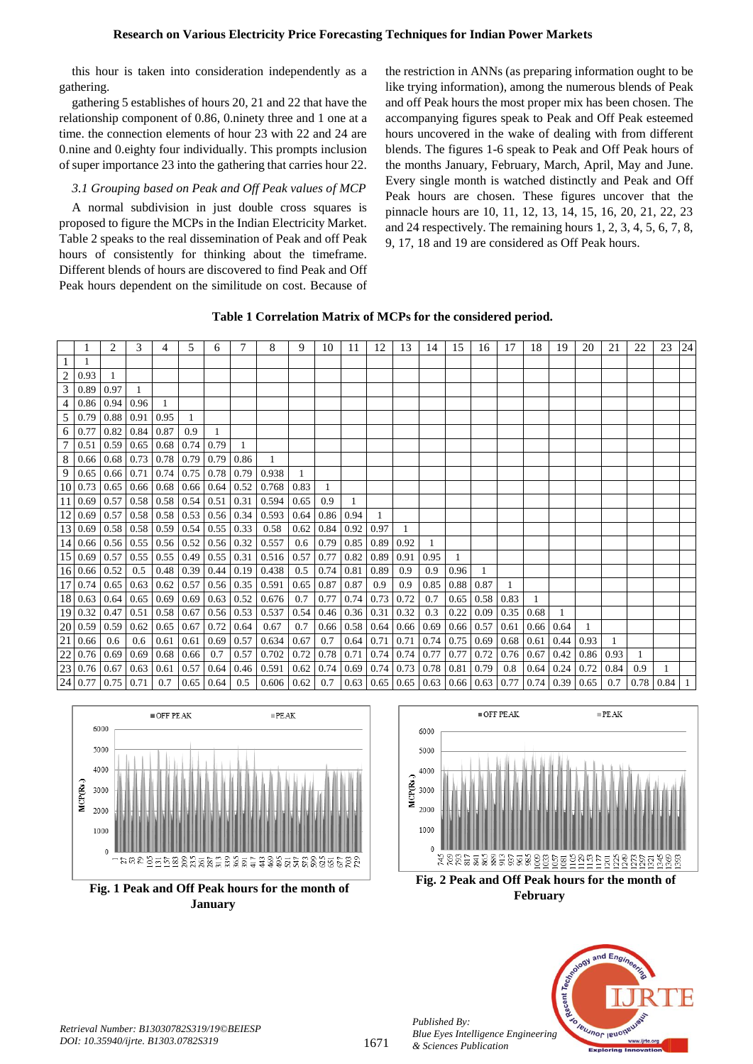this hour is taken into consideration independently as a gathering.

gathering 5 establishes of hours 20, 21 and 22 that have the relationship component of 0.86, 0.ninety three and 1 one at a time. the connection elements of hour 23 with 22 and 24 are 0.nine and 0.eighty four individually. This prompts inclusion of super importance 23 into the gathering that carries hour 22.

### 3.1 Grouping based on Peak and Off Peak values of MCP

A normal subdivision in just double cross squares is proposed to figure the MCPs in the Indian Electricity Market. Table 2 speaks to the real dissemination of Peak and off Peak hours of consistently for thinking about the timeframe. Different blends of hours are discovered to find Peak and Off Peak hours dependent on the similitude on cost. Because of the restriction in ANNs (as preparing information ought to be like trying information), among the numerous blends of Peak and off Peak hours the most proper mix has been chosen. The accompanying figures speak to Peak and Off Peak esteemed hours uncovered in the wake of dealing with from different blends. The figures 1-6 speak to Peak and Off Peak hours of the months January, February, March, April, May and June. Every single month is watched distinctly and Peak and Off Peak hours are chosen. These figures uncover that the pinnacle hours are 10, 11, 12, 13, 14, 15, 16, 20, 21, 22, 23 and 24 respectively. The remaining hours 1, 2, 3, 4, 5, 6, 7, 8, 9, 17, 18 and 19 are considered as Off Peak hours.

**Table 1 Correlation Matrix of MCPs for the considered period.**

| | 1 | 2 | 3 | 4 | 5 | 6 | 7 | 8 | 9 | 10 | 11 | 12 | 13 | 14 | 15 | 16 | 17 | 18 | 19 | 20 | 21 | 22 | 23 | 24 |
|---|---|---|---|---|---|---|---|---|---|---|---|---|---|---|---|---|---|---|---|---|---|---|---|---|
| 1 | 1 | | | | | | | | | | | | | | | | | | | | | | | |
| 2 | 0.93 | 1 | | | | | | | | | | | | | | | | | | | | | | |
| 3 | 0.89 | 0.97 | 1 | | | | | | | | | | | | | | | | | | | | | |
| 4 | 0.86 | 0.94 | 0.96 | 1 | | | | | | | | | | | | | | | | | | | | |
| 5 | 0.79 | 0.88 | 0.91 | 0.95 | 1 | | | | | | | | | | | | | | | | | | | |
| 6 | 0.77 | 0.82 | 0.84 | 0.87 | 0.9 | 1 | | | | | | | | | | | | | | | | | | |
| 7 | 0.51 | 0.59 | 0.65 | 0.68 | 0.74 | 0.79 | 1 | | | | | | | | | | | | | | | | | |
| 8 | 0.66 | 0.68 | 0.73 | 0.78 | 0.79 | 0.79 | 0.86 | 1 | | | | | | | | | | | | | | | | |
| 9 | 0.65 | 0.66 | 0.71 | 0.74 | 0.75 | 0.78 | 0.79 | 0.938 | 1 | | | | | | | | | | | | | | | |
| 10 | 0.73 | 0.65 | 0.66 | 0.68 | 0.66 | 0.64 | 0.52 | 0.768 | 0.83 | 1 | | | | | | | | | | | | | | |
| 11 | 0.69 | 0.57 | 0.58 | 0.58 | 0.54 | 0.51 | 0.31 | 0.594 | 0.65 | 0.9 | 1 | | | | | | | | | | | | | |
| 12 | 0.69 | 0.57 | 0.58 | 0.58 | 0.53 | 0.56 | 0.34 | 0.593 | 0.64 | 0.86 | 0.94 | 1 | | | | | | | | | | | | |
| 13 | 0.69 | 0.58 | 0.58 | 0.59 | 0.54 | 0.55 | 0.33 | 0.58 | 0.62 | 0.84 | 0.92 | 0.97 | 1 | | | | | | | | | | | |
| 14 | 0.66 | 0.56 | 0.55 | 0.56 | 0.52 | 0.56 | 0.32 | 0.557 | 0.6 | 0.79 | 0.85 | 0.89 | 0.92 | 1 | | | | | | | | | | |
| 15 | 0.69 | 0.57 | 0.55 | 0.55 | 0.49 | 0.55 | 0.31 | 0.516 | 0.57 | 0.77 | 0.82 | 0.89 | 0.91 | 0.95 | 1 | | | | | | | | | |
| 16 | 0.66 | 0.52 | 0.5 | 0.48 | 0.39 | 0.44 | 0.19 | 0.438 | 0.5 | 0.74 | 0.81 | 0.89 | 0.9 | 0.9 | 0.96 | 1 | | | | | | | | |
| 17 | 0.74 | 0.65 | 0.63 | 0.62 | 0.57 | 0.56 | 0.35 | 0.591 | 0.65 | 0.87 | 0.87 | 0.9 | 0.9 | 0.85 | 0.88 | 0.87 | 1 | | | | | | | |
| 18 | 0.63 | 0.64 | 0.65 | 0.69 | 0.69 | 0.63 | 0.52 | 0.676 | 0.7 | 0.77 | 0.74 | 0.73 | 0.72 | 0.7 | 0.65 | 0.58 | 0.83 | 1 | | | | | | |
| 19 | 0.32 | 0.47 | 0.51 | 0.58 | 0.67 | 0.56 | 0.53 | 0.537 | 0.54 | 0.46 | 0.36 | 0.31 | 0.32 | 0.3 | 0.22 | 0.09 | 0.35 | 0.68 | 1 | | | | | |
| 20 | 0.59 | 0.59 | 0.62 | 0.65 | 0.67 | 0.72 | 0.64 | 0.67 | 0.7 | 0.66 | 0.58 | 0.64 | 0.66 | 0.69 | 0.66 | 0.57 | 0.61 | 0.66 | 0.64 | 1 | | | | |
| 21 | 0.66 | 0.6 | 0.6 | 0.61 | 0.61 | 0.69 | 0.57 | 0.634 | 0.67 | 0.7 | 0.64 | 0.71 | 0.71 | 0.74 | 0.75 | 0.69 | 0.68 | 0.61 | 0.44 | 0.93 | 1 | | | |
| 22 | 0.76 | 0.69 | 0.69 | 0.68 | 0.66 | 0.7 | 0.57 | 0.702 | 0.72 | 0.78 | 0.71 | 0.74 | 0.74 | 0.77 | 0.77 | 0.72 | 0.76 | 0.67 | 0.42 | 0.86 | 0.93 | 1 | | |
| 23 | 0.76 | 0.67 | 0.63 | 0.61 | 0.57 | 0.64 | 0.46 | 0.591 | 0.62 | 0.74 | 0.69 | 0.74 | 0.73 | 0.78 | 0.81 | 0.79 | 0.8 | 0.64 | 0.24 | 0.72 | 0.84 | 0.9 | 1 | |
| 24 | 0.77 | 0.75 | 0.71 | 0.7 | 0.65 | 0.64 | 0.5 | 0.606 | 0.62 | 0.7 | 0.63 | 0.65 | 0.65 | 0.63 | 0.66 | 0.63 | 0.77 | 0.74 | 0.39 | 0.65 | 0.7 | 0.78 | 0.84 | 1 |

**Fig. 1 Peak and Off Peak hours for the month of January**

**Fig. 2 Peak and Off Peak hours for the month of February**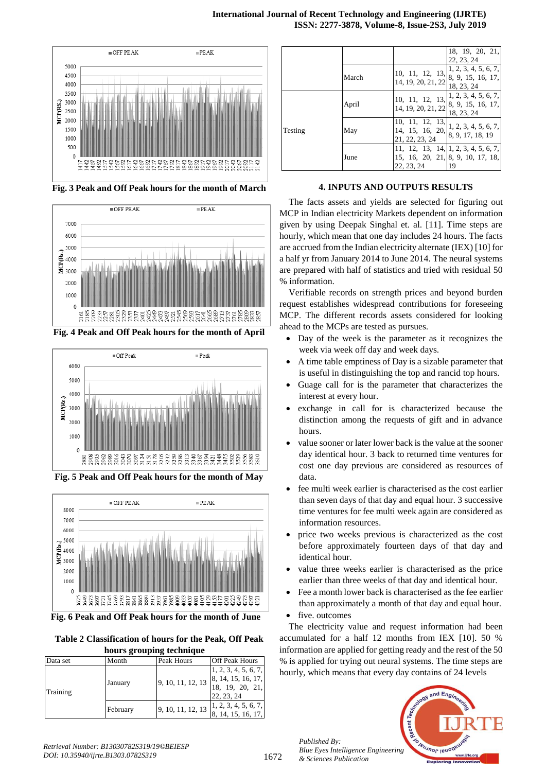Fig. 3 Peak and Off Peak hours for the month of March

Fig. 4 Peak and Off Peak hours for the month of April

Fig. 5 Peak and Off Peak hours for the month of May

Fig. 6 Peak and Off Peak hours for the month of June

**Table 2 Classification of hours for the Peak, Off Peak hours grouping technique**

| Data set | Month | Peak Hours | Off Peak Hours |
|---|---|---|---|
| Training | January | 9, 10, 11, 12, 13 | 1, 2, 3, 4, 5, 6, 7, 8, 14, 15, 16, 17, 18, 19, 20, 21, 22, 23, 24 |
| | February | 9, 10, 11, 12, 13 | 1, 2, 3, 4, 5, 6, 7, 8, 14, 15, 16, 17, 18, 19, 20, 21, 22, 23, 24 |
| | March | 10, 11, 12, 13, 14, 19, 20, 21, 22 | 1, 2, 3, 4, 5, 6, 7, 8, 9, 15, 16, 17, 18, 23, 24 |
| Testing | April | 10, 11, 12, 13, 14, 19, 20, 21, 22 | 1, 2, 3, 4, 5, 6, 7, 8, 9, 15, 16, 17, 18, 23, 24 |
| | May | 10, 11, 12, 13, 14, 15, 16, 20, 21, 22, 23, 24 | 1, 2, 3, 4, 5, 6, 7, 8, 9, 17, 18, 19 |
| | June | 11, 12, 13, 14, 15, 16, 20, 21, 22, 23, 24 | 1, 2, 3, 4, 5, 6, 7, 8, 9, 10, 17, 18, 19 |

## 4. INPUTS AND OUTPUTS RESULTS

The facts assets and yields are selected for figuring out MCP in Indian electricity Markets dependent on information given by using Deepak Singhal et. al. [11]. Time steps are hourly, which mean that one day includes 24 hours. The facts are accrued from the Indian electricity alternate (IEX) [10] for a half yr from January 2014 to June 2014. The neural systems are prepared with half of statistics and tried with residual 50 % information.

Verifiable records on strength prices and beyond burden request establishes widespread contributions for foreseeing MCP. The different records assets considered for looking ahead to the MCPs are tested as pursues.

- Day of the week is the parameter as it recognizes the week via week off day and week days.
- A time table emptiness of Day is a sizable parameter that is useful in distinguishing the top and rancid top hours.
- Guage call for is the parameter that characterizes the interest at every hour.
- exchange in call for is characterized because the distinction among the requests of gift and in advance hours.
- value sooner or later lower back is the value at the sooner day identical hour. 3 back to returned time ventures for cost one day previous are considered as resources of data.
- fee multi week earlier is characterised as the cost earlier than seven days of that day and equal hour. 3 successive time ventures for fee multi week again are considered as information resources.
- price two weeks previous is characterized as the cost before approximately fourteen days of that day and identical hour.
- value three weeks earlier is characterised as the price earlier than three weeks of that day and identical hour.
- Fee a month lower back is characterised as the fee earlier than approximately a month of that day and equal hour.
- five. outcomes

The electricity value and request information had been accumulated for a half 12 months from IEX [10]. 50 % information are applied for getting ready and the rest of the 50 % is applied for trying out neural systems. The time steps are hourly, which means that every day contains of 24 levels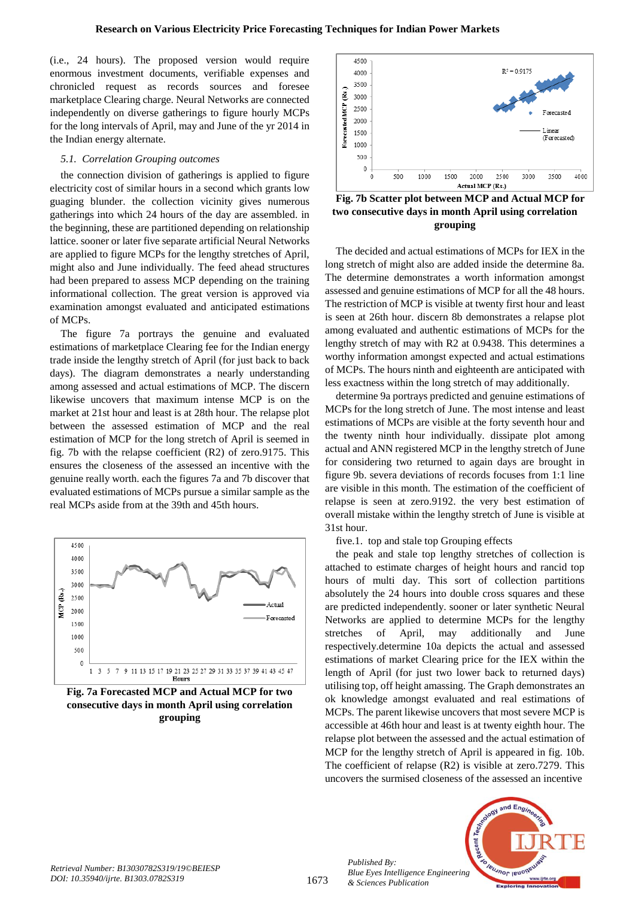(i.e., 24 hours). The proposed version would require enormous investment documents, verifiable expenses and chronicled request as records sources and foresee marketplace Clearing charge. Neural Networks are connected independently on diverse gatherings to figure hourly MCPs for the long intervals of April, may and June of the yr 2014 in the Indian energy alternate.

### *5.1. Correlation Grouping outcomes*

the connection division of gatherings is applied to figure electricity cost of similar hours in a second which grants low guaging blunder. the collection vicinity gives numerous gatherings into which 24 hours of the day are assembled. in the beginning, these are partitioned depending on relationship lattice. sooner or later five separate artificial Neural Networks are applied to figure MCPs for the lengthy stretches of April, might also and June individually. The feed ahead structures had been prepared to assess MCP depending on the training informational collection. The great version is approved via examination amongst evaluated and anticipated estimations of MCPs.

The figure 7a portrays the genuine and evaluated estimations of marketplace Clearing fee for the Indian energy trade inside the lengthy stretch of April (for just back to back days). The diagram demonstrates a nearly understanding among assessed and actual estimations of MCP. The discern likewise uncovers that maximum intense MCP is on the market at 21st hour and least is at 28th hour. The relapse plot between the assessed estimation of MCP and the real estimation of MCP for the long stretch of April is seemed in fig. 7b with the relapse coefficient (R2) of zero.9175. This ensures the closeness of the assessed an incentive with the genuine really worth. each the figures 7a and 7b discover that evaluated estimations of MCPs pursue a similar sample as the real MCPs aside from at the 39th and 45th hours.

**Fig. 7a Forecasted MCP and Actual MCP for two consecutive days in month April using correlation grouping**

**Fig. 7b Scatter plot between MCP and Actual MCP for two consecutive days in month April using correlation grouping**

The decided and actual estimations of MCPs for IEX in the long stretch of might also are added inside the determine 8a. The determine demonstrates a worth information amongst assessed and genuine estimations of MCP for all the 48 hours. The restriction of MCP is visible at twenty first hour and least is seen at 26th hour. discern 8b demonstrates a relapse plot among evaluated and authentic estimations of MCPs for the lengthy stretch of may with R2 at 0.9438. This determines a worthy information amongst expected and actual estimations of MCPs. The hours ninth and eighteenth are anticipated with less exactness within the long stretch of may additionally.

determine 9a portrays predicted and genuine estimations of MCPs for the long stretch of June. The most intense and least estimations of MCPs are visible at the forty seventh hour and the twenty ninth hour individually. dissipate plot among actual and ANN registered MCP in the lengthy stretch of June for considering two returned to again days are brought in figure 9b. severa deviations of records focuses from 1:1 line are visible in this month. The estimation of the coefficient of relapse is seen at zero.9192. the very best estimation of overall mistake within the lengthy stretch of June is visible at 31st hour.

five.1. top and stale top Grouping effects

the peak and stale top lengthy stretches of collection is attached to estimate charges of height hours and rancid top hours of multi day. This sort of collection partitions absolutely the 24 hours into double cross squares and these are predicted independently. sooner or later synthetic Neural Networks are applied to determine MCPs for the lengthy stretches of April, may additionally and June respectively.determine 10a depicts the actual and assessed estimations of market Clearing price for the IEX within the length of April (for just two lower back to returned days) utilising top, off height amassing. The Graph demonstrates an ok knowledge amongst evaluated and real estimations of MCPs. The parent likewise uncovers that most severe MCP is accessible at 46th hour and least is at twenty eighth hour. The relapse plot between the assessed and the actual estimation of MCP for the lengthy stretch of April is appeared in fig. 10b. The coefficient of relapse (R2) is visible at zero.7279. This uncovers the surmised closeness of the assessed an incentive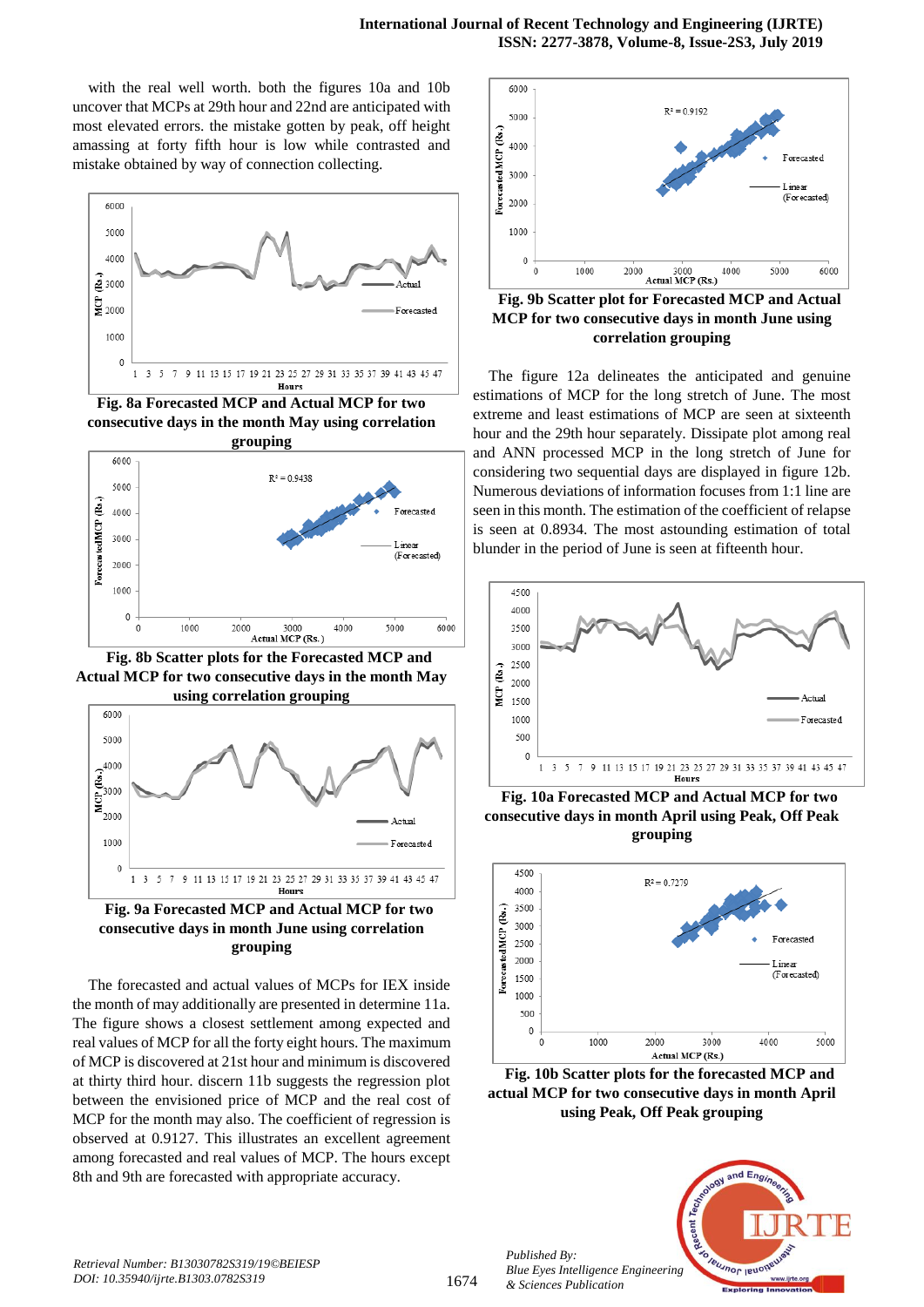with the real well worth. both the figures 10a and 10b uncover that MCPs at 29th hour and 22nd are anticipated with most elevated errors. the mistake gotten by peak, off height amassing at forty fifth hour is low while contrasted and mistake obtained by way of connection collecting.

**Fig. 8a Forecasted MCP and Actual MCP for two consecutive days in the month May using correlation grouping**

**Fig. 8b Scatter plots for the Forecasted MCP and Actual MCP for two consecutive days in the month May using correlation grouping**

**Fig. 9a Forecasted MCP and Actual MCP for two consecutive days in month June using correlation grouping**

The forecasted and actual values of MCPs for IEX inside the month of may additionally are presented in determine 11a. The figure shows a closest settlement among expected and real values of MCP for all the forty eight hours. The maximum of MCP is discovered at 21st hour and minimum is discovered at thirty third hour. discern 11b suggests the regression plot between the envisioned price of MCP and the real cost of MCP for the month may also. The coefficient of regression is observed at 0.9127. This illustrates an excellent agreement among forecasted and real values of MCP. The hours except 8th and 9th are forecasted with appropriate accuracy.

**Fig. 9b Scatter plot for Forecasted MCP and Actual MCP for two consecutive days in month June using correlation grouping**

The figure 12a delineates the anticipated and genuine estimations of MCP for the long stretch of June. The most extreme and least estimations of MCP are seen at sixteenth hour and the 29th hour separately. Dissipate plot among real and ANN processed MCP in the long stretch of June for considering two sequential days are displayed in figure 12b. Numerous deviations of information focuses from 1:1 line are seen in this month. The estimation of the coefficient of relapse is seen at 0.8934. The most astounding estimation of total blunder in the period of June is seen at fifteenth hour.

**Fig. 10a Forecasted MCP and Actual MCP for two consecutive days in month April using Peak, Off Peak grouping**

**Fig. 10b Scatter plots for the forecasted MCP and actual MCP for two consecutive days in month April using Peak, Off Peak grouping**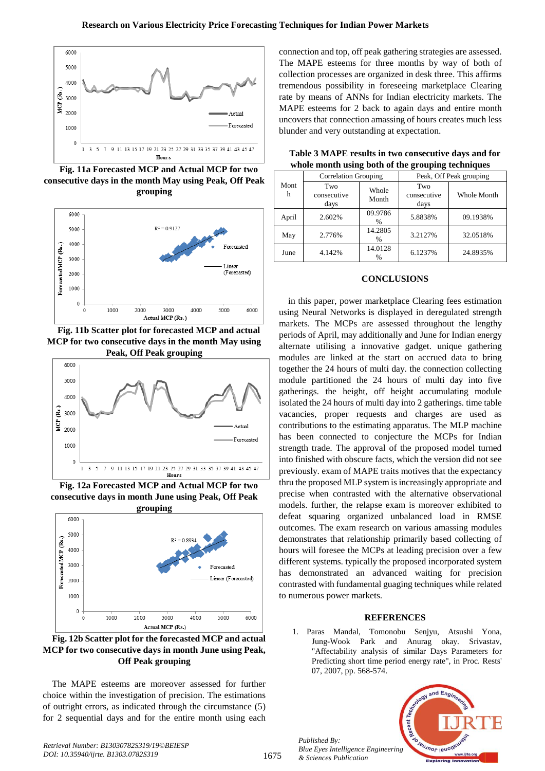**Fig. 11a Forecasted MCP and Actual MCP for two consecutive days in the month May using Peak, Off Peak grouping**

**Fig. 11b Scatter plot for forecasted MCP and actual MCP for two consecutive days in the month May using Peak, Off Peak grouping**

**Fig. 12a Forecasted MCP and Actual MCP for two consecutive days in month June using Peak, Off Peak grouping**

**Fig. 12b Scatter plot for the forecasted MCP and actual MCP for two consecutive days in month June using Peak, Off Peak grouping**

The MAPE esteems are moreover assessed for further choice within the investigation of precision. The estimations of outright errors, as indicated through the circumstance (5) for 2 sequential days and for the entire month using each connection and top, off peak gathering strategies are assessed. The MAPE esteems for three months by way of both of collection processes are organized in desk three. This affirms tremendous possibility in foreseeing marketplace Clearing rate by means of ANNs for Indian electricity markets. The MAPE esteems for 2 back to again days and entire month uncovers that connection amassing of hours creates much less blunder and very outstanding at expectation.

**Table 3 MAPE results in two consecutive days and for whole month using both of the grouping techniques**

| Month | Correlation Grouping | | Peak, Off Peak grouping | |
|---|---|---|---|---|
| | Two consecutive days | Whole Month | Two consecutive days | Whole Month |
| April | 2.602% | 09.9786 % | 5.8838% | 09.1938% |
| May | 2.776% | 14.2805 % | 3.2127% | 32.0518% |
| June | 4.142% | 14.0128 % | 6.1237% | 24.8935% |

## CONCLUSIONS

in this paper, power marketplace Clearing fees estimation using Neural Networks is displayed in deregulated strength markets. The MCPs are assessed throughout the lengthy periods of April, may additionally and June for Indian energy alternate utilising a innovative gadget. unique gathering modules are linked at the start on accrued data to bring together the 24 hours of multi day. the connection collecting module partitioned the 24 hours of multi day into five gatherings. the height, off height accumulating module isolated the 24 hours of multi day into 2 gatherings. time table vacancies, proper requests and charges are used as contributions to the estimating apparatus. The MLP machine has been connected to conjecture the MCPs for Indian strength trade. The approval of the proposed model turned into finished with obscure facts, which the version did not see previously. exam of MAPE traits motives that the expectancy thru the proposed MLP system is increasingly appropriate and precise when contrasted with the alternative observational models. further, the relapse exam is moreover exhibited to defeat squaring organized unbalanced load in RMSE outcomes. The exam research on various amassing modules demonstrates that relationship primarily based collecting of hours will foresee the MCPs at leading precision over a few different systems. typically the proposed incorporated system has demonstrated an advanced waiting for precision contrasted with fundamental guaging techniques while related to numerous power markets.

## REFERENCES

1. Paras Mandal, Tomonobu Senjyu, Atsushi Yona, Jung-Wook Park and Anurag okay. Srivastav, "Affectability analysis of similar Days Parameters for Predicting short time period energy rate", in Proc. Rests' 07, 2007, pp. 568-574.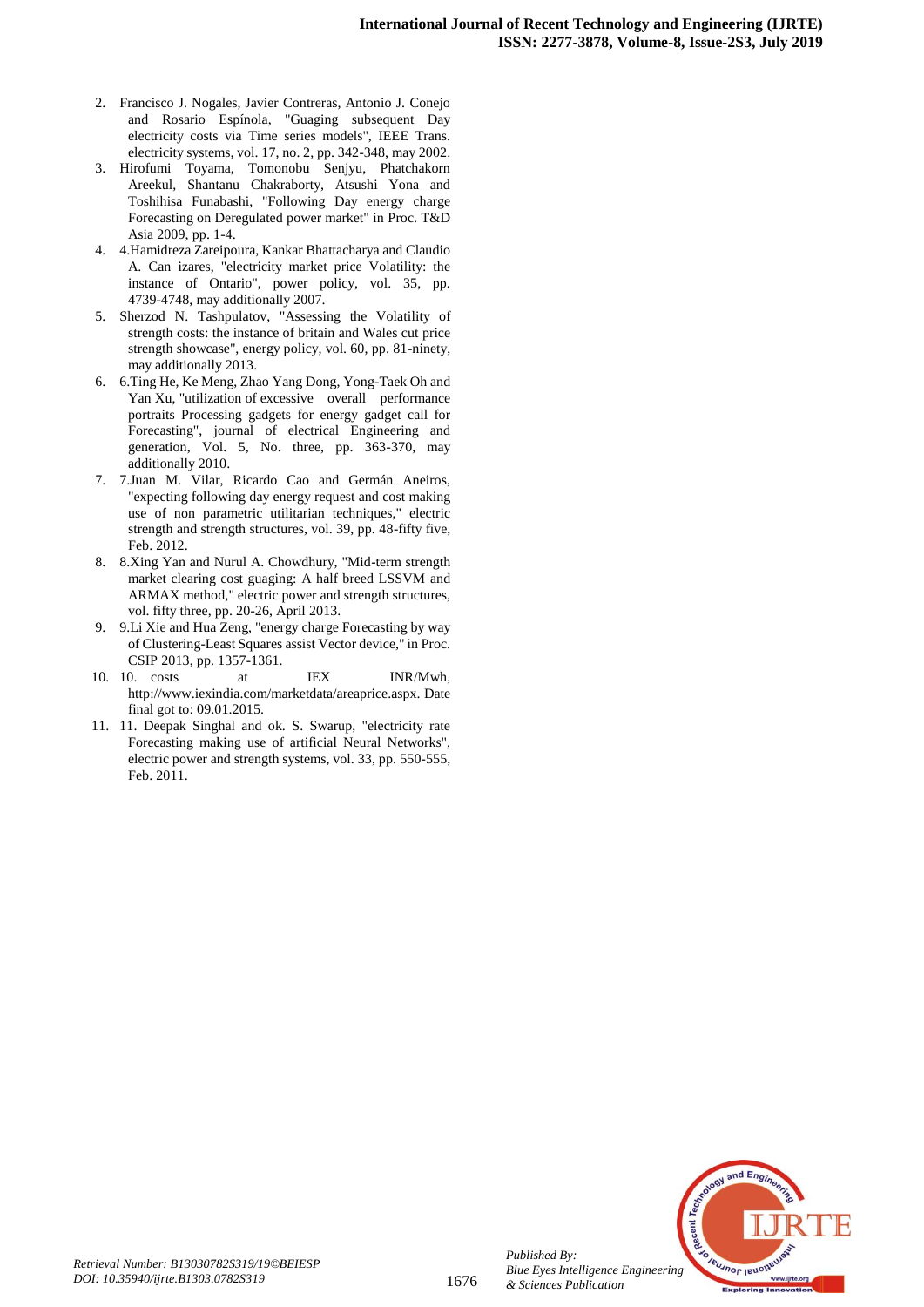2. Francisco J. Nogales, Javier Contreras, Antonio J. Conejo and Rosario Espínola, "Guaging subsequent Day electricity costs via Time series models", IEEE Trans. electricity systems, vol. 17, no. 2, pp. 342-348, may 2002.
3. Hirofumi Toyama, Tomonobu Senjyu, Phatchakorn Areekul, Shantanu Chakraborty, Atsushi Yona and Toshihisa Funabashi, "Following Day energy charge Forecasting on Deregulated power market" in Proc. T&D Asia 2009, pp. 1-4.
4. 4.Hamidreza Zareipoura, Kankar Bhattacharya and Claudio A. Can izares, "electricity market price Volatility: the instance of Ontario", power policy, vol. 35, pp. 4739-4748, may additionally 2007.
5. Sherzod N. Tashpulatov, "Assessing the Volatility of strength costs: the instance of britain and Wales cut price strength showcase", energy policy, vol. 60, pp. 81-ninety, may additionally 2013.
6. 6.Ting He, Ke Meng, Zhao Yang Dong, Yong-Taek Oh and Yan Xu, "utilization of excessive overall performance portraits Processing gadgets for energy gadget call for Forecasting", journal of electrical Engineering and generation, Vol. 5, No. three, pp. 363-370, may additionally 2010.
7. 7.Juan M. Vilar, Ricardo Cao and Germán Aneiros, "expecting following day energy request and cost making use of non parametric utilitarian techniques," electric strength and strength structures, vol. 39, pp. 48-fifty five, Feb. 2012.
8. 8.Xing Yan and Nurul A. Chowdhury, "Mid-term strength market clearing cost guaging: A half breed LSSVM and ARMAX method," electric power and strength structures, vol. fifty three, pp. 20-26, April 2013.
9. 9.Li Xie and Hua Zeng, "energy charge Forecasting by way of Clustering-Least Squares assist Vector device," in Proc. CSIP 2013, pp. 1357-1361.
10. 10. costs at IEX INR/Mwh, http://www.iexindia.com/marketdata/areaprice.aspx. Date final got to: 09.01.2015.
11. 11. Deepak Singhal and ok. S. Swarup, "electricity rate Forecasting making use of artificial Neural Networks", electric power and strength systems, vol. 33, pp. 550-555, Feb. 2011.